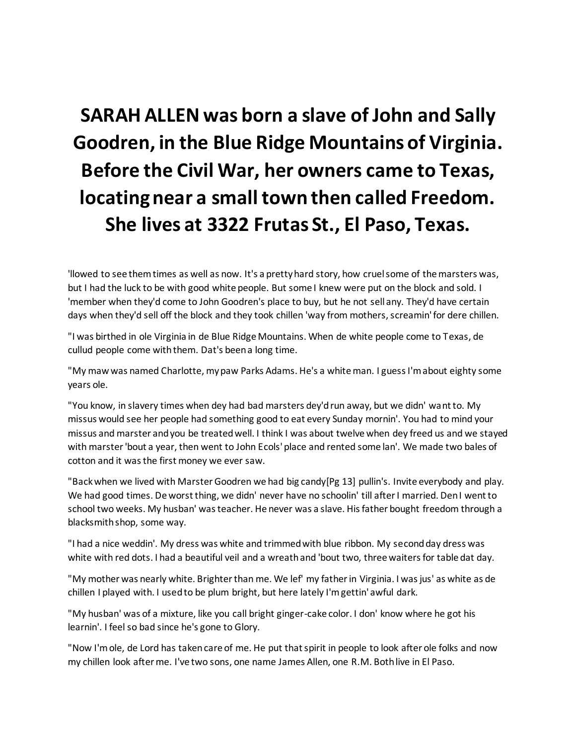# SARAH ALLEN was born a slave of John and Sally Goodren, in the Blue Ridge Mountains of Virginia. Before the Civil War, her owners came to Texas, locating near a small town then called Freedom. She lives at 3322 Frutas St., El Paso, Texas.

'llowed to see them times as well as now. It's a pretty hard story, how cruel some of the marsters was, but I had the luck to be with good white people. But some I knew were put on the block and sold. I 'member when they'd come to John Goodren's place to buy, but he not sell any. They'd have certain days when they'd sell off the block and they took chillen 'way from mothers, screamin' for dere chillen.

"I was birthed in ole Virginia in de Blue Ridge Mountains. When de white people come to Texas, de cullud people come with them. Dat's been a long time.

"My maw was named Charlotte, my paw Parks Adams. He's a white man. I guess I'm about eighty some years ole.

"You know, in slavery times when dey had bad marsters dey'd run away, but we didn' want to. My missus would see her people had something good to eat every Sunday mornin'. You had to mind your missus and marster and you be treated well. I think I was about twelve when dey freed us and we stayed with marster 'bout a year, then went to John Ecols' place and rented some lan'. We made two bales of cotton and it was the first money we ever saw.

"Back when we lived with Marster Goodren we had big candy[Pg 13] pullin's. Invite everybody and play. We had good times. De worst thing, we didn' never have no schoolin' till after I married. Den I went to school two weeks. My husban' was teacher. He never was a slave. His father bought freedom through a blacksmith shop, some way.

"I had a nice weddin'. My dress was white and trimmed with blue ribbon. My second day dress was white with red dots. I had a beautiful veil and a wreath and 'bout two, three waiters for table dat day.

"My mother was nearly white. Brighter than me. We lef' my father in Virginia. I was jus' as white as de chillen I played with. I used to be plum bright, but here lately I'm gettin' awful dark.

"My husban' was of a mixture, like you call bright ginger-cake color. I don' know where he got his learnin'. I feel so bad since he's gone to Glory.

"Now I'm ole, de Lord has taken care of me. He put that spirit in people to look after ole folks and now my chillen look after me. I've two sons, one name James Allen, one R.M. Both live in El Paso.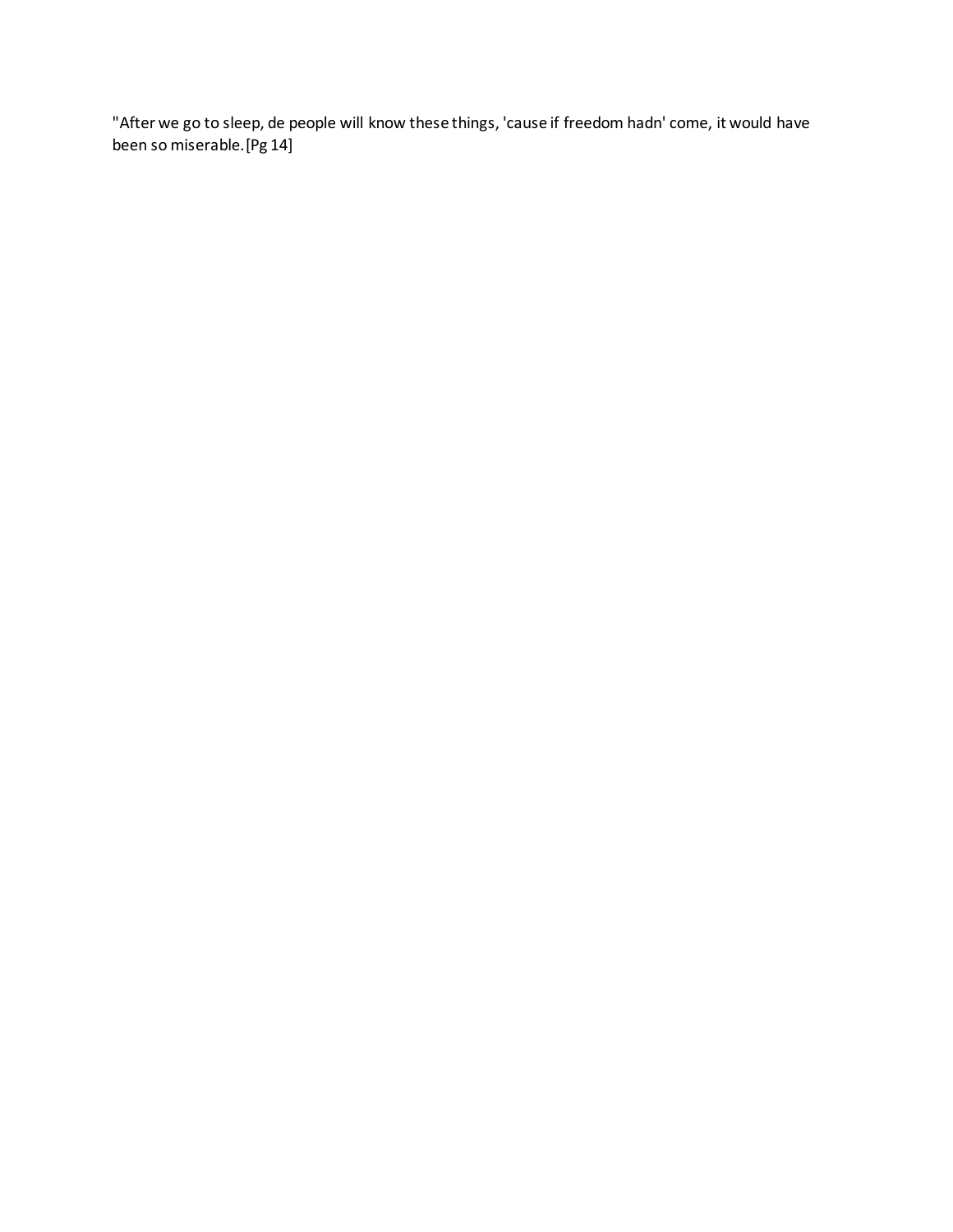"After we go to sleep, de people will know these things, 'cause if freedom hadn' come, it would have been so miserable.[Pg 14]